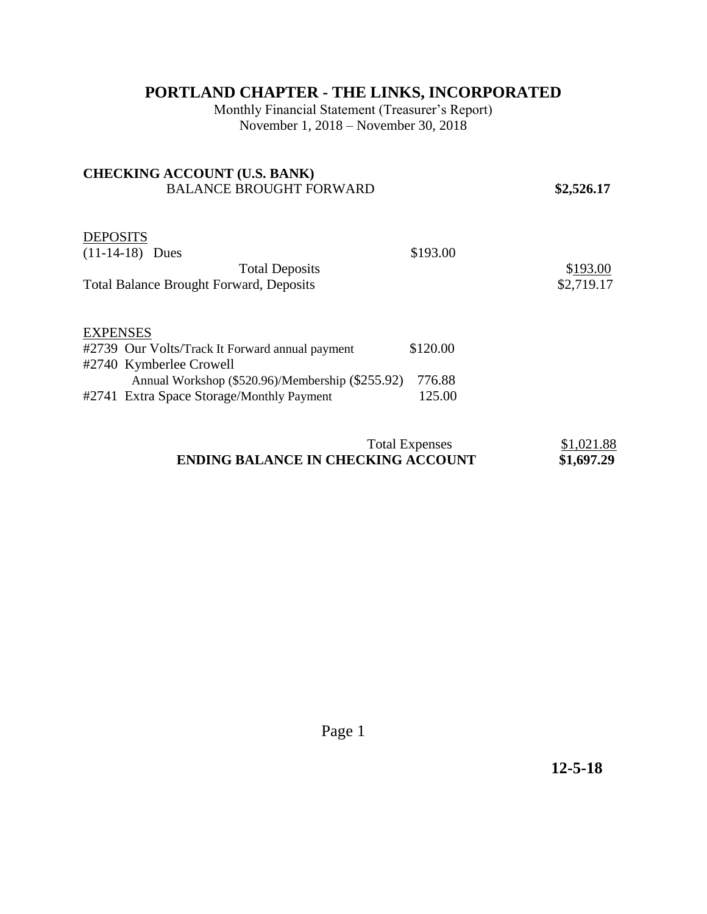# PORTLAND CHAPTER - THE LINKS, INCORPORATED

Monthly Financial Statement (Treasurer's Report)
November 1, 2018 – November 30, 2018

**CHECKING ACCOUNT (U.S. BANK)**

| | | |
|---|---|---|
| BALANCE BROUGHT FORWARD | | **$2,526.17** |
| <u>DEPOSITS</u> | | |
| (11-14-18) Dues | $193.00 | |
| Total Deposits | | $193.00 |
| Total Balance Brought Forward, Deposits | | $2,719.17 |
| <u>EXPENSES</u> | | |
| #2739 Our Volts/Track It Forward annual payment | $120.00 | |
| #2740 Kymberlee Crowell | | |
| Annual Workshop ($520.96)/Membership ($255.92) | 776.88 | |
| #2741 Extra Space Storage/Monthly Payment | 125.00 | |
| Total Expenses | | $1,021.88 |
| **ENDING BALANCE IN CHECKING ACCOUNT** | | **$1,697.29** |

**12-5-18**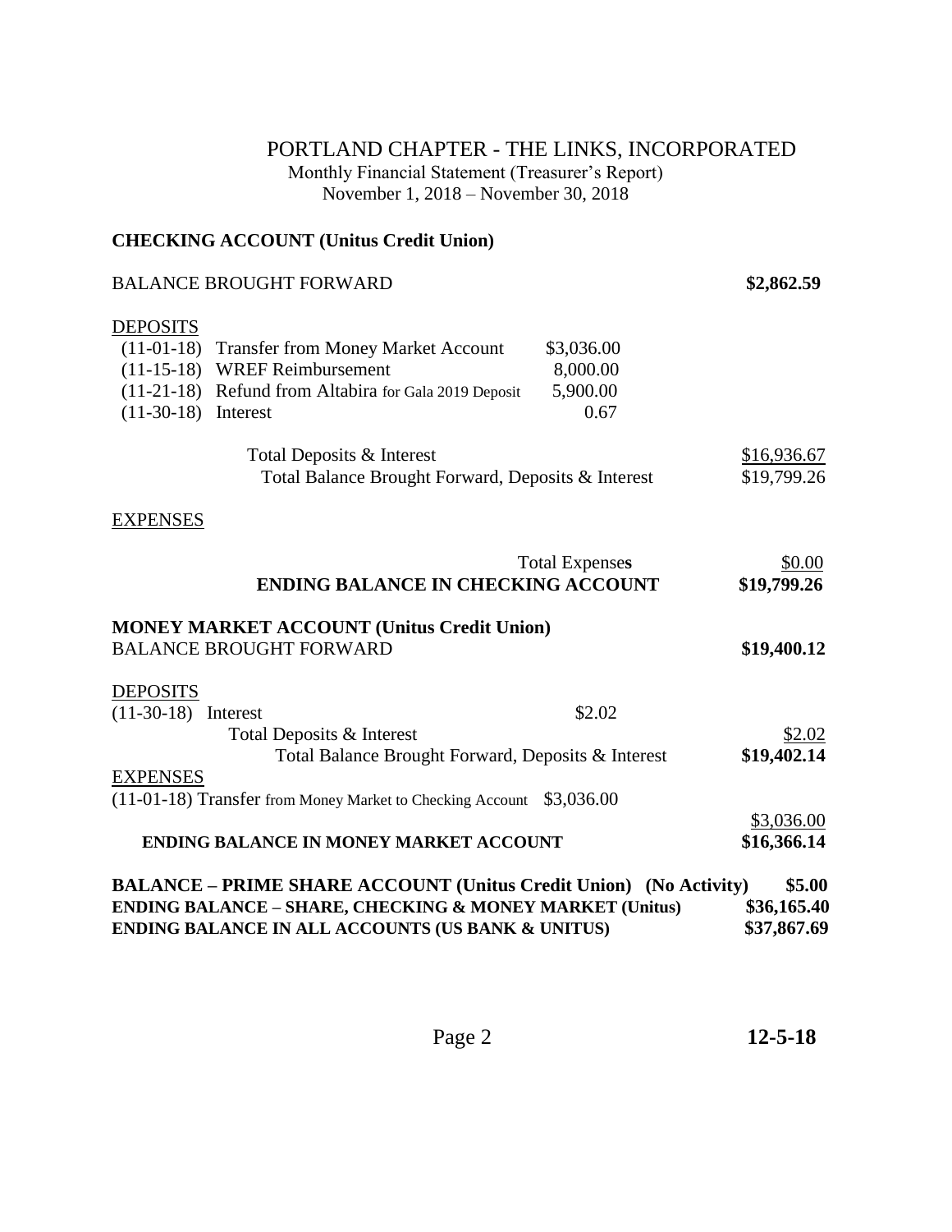# PORTLAND CHAPTER - THE LINKS, INCORPORATED

Monthly Financial Statement (Treasurer's Report)
November 1, 2018 – November 30, 2018

## CHECKING ACCOUNT (Unitus Credit Union)

| | | | |
|---|---|---|---|
| BALANCE BROUGHT FORWARD | | | **$2,862.59** |
| DEPOSITS | | | |
| (11-01-18) | Transfer from Money Market Account | $3,036.00 | |
| (11-15-18) | WREF Reimbursement | 8,000.00 | |
| (11-21-18) | Refund from Altabira for Gala 2019 Deposit | 5,900.00 | |
| (11-30-18) | Interest | 0.67 | |
| | Total Deposits & Interest | | $16,936.67 |
| | Total Balance Brought Forward, Deposits & Interest | | $19,799.26 |
| EXPENSES | | | |
| | | Total Expenses | $0.00 |
| | **ENDING BALANCE IN CHECKING ACCOUNT** | | **$19,799.26** |

## MONEY MARKET ACCOUNT (Unitus Credit Union)

| | | | |
|---|---|---|---|
| BALANCE BROUGHT FORWARD | | | **$19,400.12** |
| DEPOSITS | | | |
| (11-30-18) | Interest | $2.02 | |
| | Total Deposits & Interest | | $2.02 |
| | Total Balance Brought Forward, Deposits & Interest | | **$19,402.14** |
| EXPENSES | | | |
| (11-01-18) | Transfer from Money Market to Checking Account | $3,036.00 | |
| | | | $3,036.00 |
| | **ENDING BALANCE IN MONEY MARKET ACCOUNT** | | **$16,366.14** |

| | |
|---|---|
| **BALANCE – PRIME SHARE ACCOUNT (Unitus Credit Union) (No Activity)** | **$5.00** |
| **ENDING BALANCE – SHARE, CHECKING & MONEY MARKET (Unitus)** | **$36,165.40** |
| **ENDING BALANCE IN ALL ACCOUNTS (US BANK & UNITUS)** | **$37,867.69** |

**12-5-18**